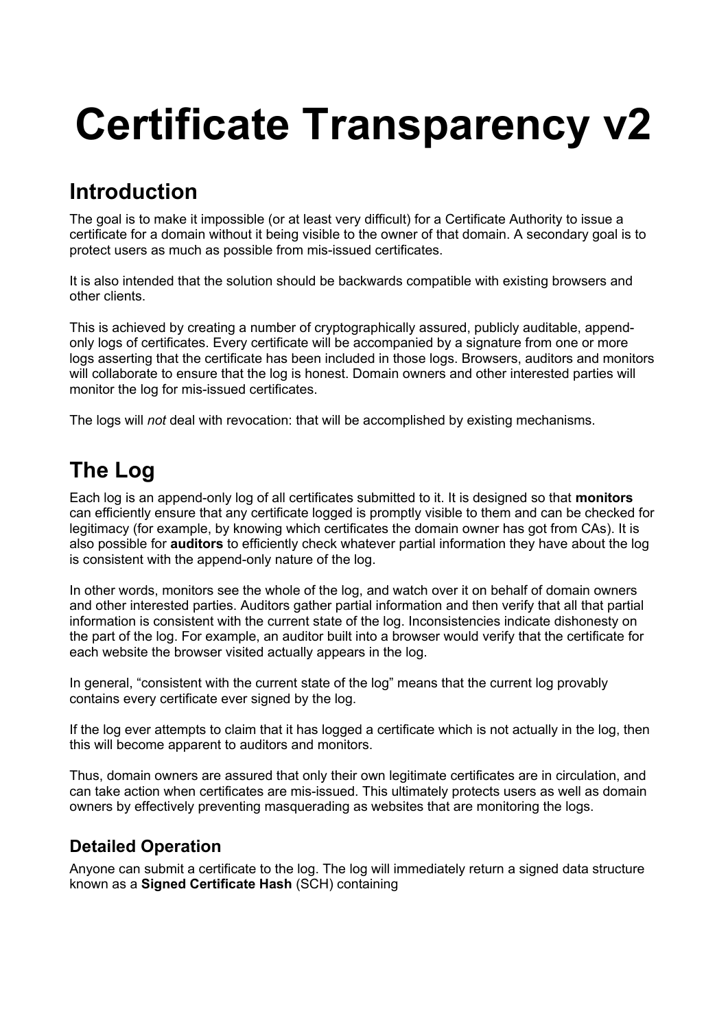# Certificate Transparency v2

## Introduction

The goal is to make it impossible (or at least very difficult) for a Certificate Authority to issue a certificate for a domain without it being visible to the owner of that domain. A secondary goal is to protect users as much as possible from mis-issued certificates.

It is also intended that the solution should be backwards compatible with existing browsers and other clients.

This is achieved by creating a number of cryptographically assured, publicly auditable, append-only logs of certificates. Every certificate will be accompanied by a signature from one or more logs asserting that the certificate has been included in those logs. Browsers, auditors and monitors will collaborate to ensure that the log is honest. Domain owners and other interested parties will monitor the log for mis-issued certificates.

The logs will *not* deal with revocation: that will be accomplished by existing mechanisms.

## The Log

Each log is an append-only log of all certificates submitted to it. It is designed so that **monitors** can efficiently ensure that any certificate logged is promptly visible to them and can be checked for legitimacy (for example, by knowing which certificates the domain owner has got from CAs). It is also possible for **auditors** to efficiently check whatever partial information they have about the log is consistent with the append-only nature of the log.

In other words, monitors see the whole of the log, and watch over it on behalf of domain owners and other interested parties. Auditors gather partial information and then verify that all that partial information is consistent with the current state of the log. Inconsistencies indicate dishonesty on the part of the log. For example, an auditor built into a browser would verify that the certificate for each website the browser visited actually appears in the log.

In general, “consistent with the current state of the log” means that the current log provably contains every certificate ever signed by the log.

If the log ever attempts to claim that it has logged a certificate which is not actually in the log, then this will become apparent to auditors and monitors.

Thus, domain owners are assured that only their own legitimate certificates are in circulation, and can take action when certificates are mis-issued. This ultimately protects users as well as domain owners by effectively preventing masquerading as websites that are monitoring the logs.

### Detailed Operation

Anyone can submit a certificate to the log. The log will immediately return a signed data structure known as a **Signed Certificate Hash** (SCH) containing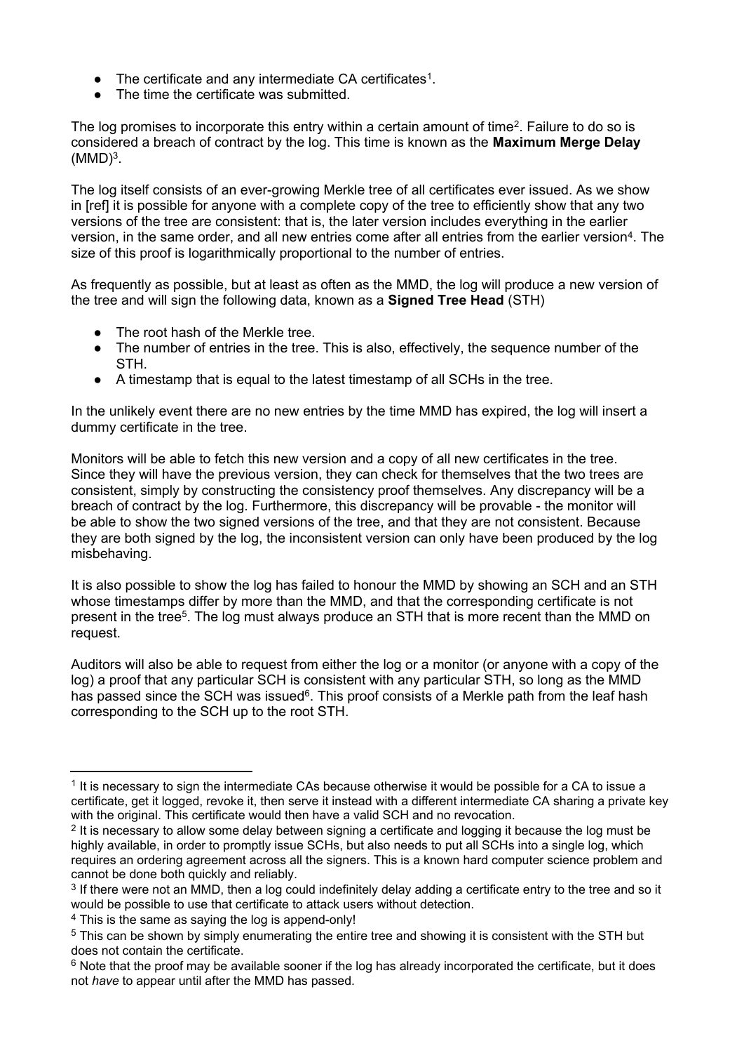- The certificate and any intermediate CA certificates[1].
- The time the certificate was submitted.

The log promises to incorporate this entry within a certain amount of time[2]. Failure to do so is considered a breach of contract by the log. This time is known as the **Maximum Merge Delay** (MMD)[3].

The log itself consists of an ever-growing Merkle tree of all certificates ever issued. As we show in [ref] it is possible for anyone with a complete copy of the tree to efficiently show that any two versions of the tree are consistent: that is, the later version includes everything in the earlier version, in the same order, and all new entries come after all entries from the earlier version[4]. The size of this proof is logarithmically proportional to the number of entries.

As frequently as possible, but at least as often as the MMD, the log will produce a new version of the tree and will sign the following data, known as a **Signed Tree Head** (STH)

- The root hash of the Merkle tree.
- The number of entries in the tree. This is also, effectively, the sequence number of the STH.
- A timestamp that is equal to the latest timestamp of all SCHs in the tree.

In the unlikely event there are no new entries by the time MMD has expired, the log will insert a dummy certificate in the tree.

Monitors will be able to fetch this new version and a copy of all new certificates in the tree. Since they will have the previous version, they can check for themselves that the two trees are consistent, simply by constructing the consistency proof themselves. Any discrepancy will be a breach of contract by the log. Furthermore, this discrepancy will be provable - the monitor will be able to show the two signed versions of the tree, and that they are not consistent. Because they are both signed by the log, the inconsistent version can only have been produced by the log misbehaving.

It is also possible to show the log has failed to honour the MMD by showing an SCH and an STH whose timestamps differ by more than the MMD, and that the corresponding certificate is not present in the tree[5]. The log must always produce an STH that is more recent than the MMD on request.

Auditors will also be able to request from either the log or a monitor (or anyone with a copy of the log) a proof that any particular SCH is consistent with any particular STH, so long as the MMD has passed since the SCH was issued[6]. This proof consists of a Merkle path from the leaf hash corresponding to the SCH up to the root STH.

---

[1] It is necessary to sign the intermediate CAs because otherwise it would be possible for a CA to issue a certificate, get it logged, revoke it, then serve it instead with a different intermediate CA sharing a private key with the original. This certificate would then have a valid SCH and no revocation.

[2] It is necessary to allow some delay between signing a certificate and logging it because the log must be highly available, in order to promptly issue SCHs, but also needs to put all SCHs into a single log, which requires an ordering agreement across all the signers. This is a known hard computer science problem and cannot be done both quickly and reliably.

[3] If there were not an MMD, then a log could indefinitely delay adding a certificate entry to the tree and so it would be possible to use that certificate to attack users without detection.

[4] This is the same as saying the log is append-only!

[5] This can be shown by simply enumerating the entire tree and showing it is consistent with the STH but does not contain the certificate.

[6] Note that the proof may be available sooner if the log has already incorporated the certificate, but it does not *have* to appear until after the MMD has passed.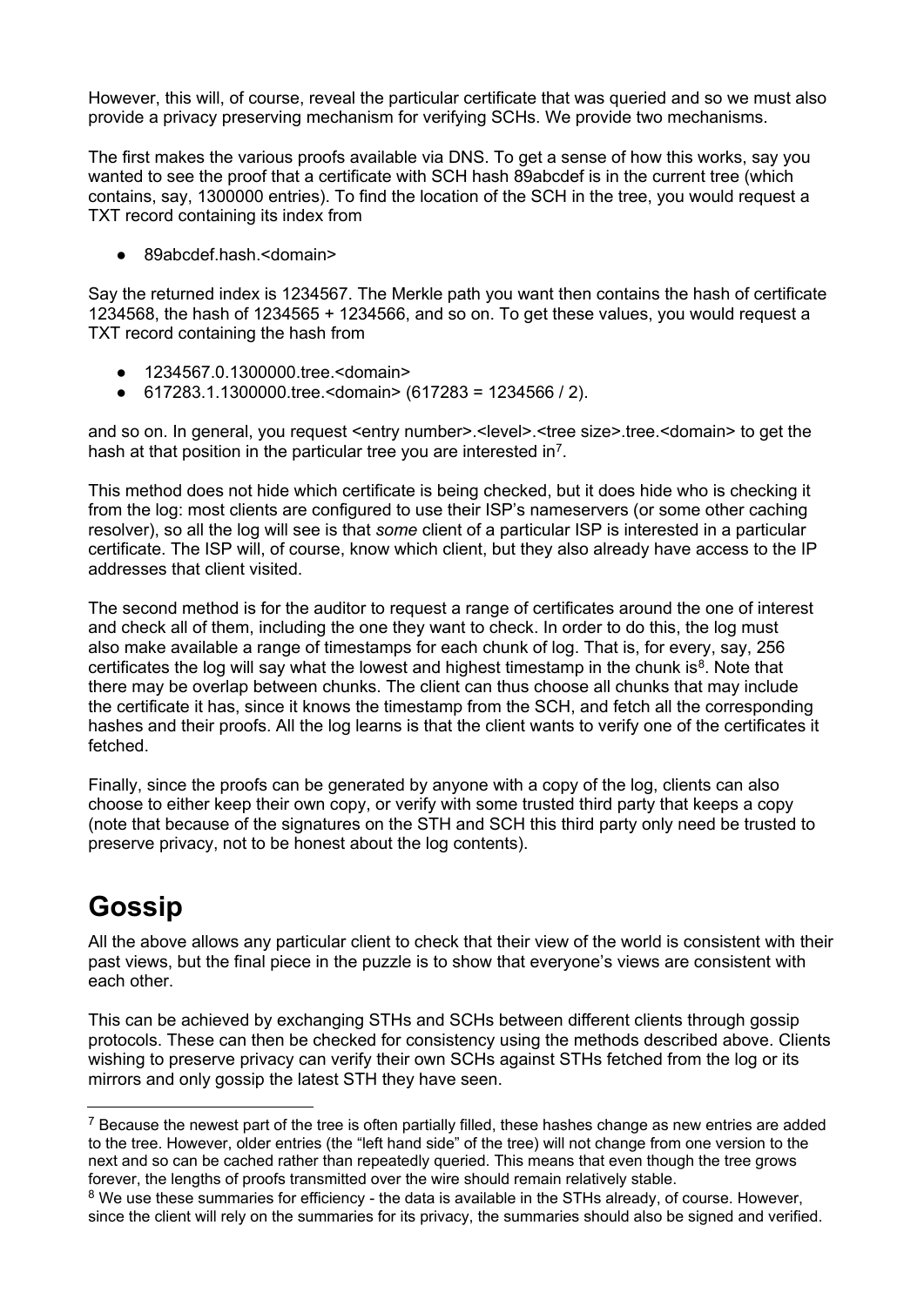However, this will, of course, reveal the particular certificate that was queried and so we must also provide a privacy preserving mechanism for verifying SCHs. We provide two mechanisms.

The first makes the various proofs available via DNS. To get a sense of how this works, say you wanted to see the proof that a certificate with SCH hash 89abcdef is in the current tree (which contains, say, 1300000 entries). To find the location of the SCH in the tree, you would request a TXT record containing its index from

- 89abcdef.hash.<domain>

Say the returned index is 1234567. The Merkle path you want then contains the hash of certificate 1234568, the hash of 1234565 + 1234566, and so on. To get these values, you would request a TXT record containing the hash from

- 1234567.0.1300000.tree.<domain>
- 617283.1.1300000.tree.<domain> (617283 = 1234566 / 2).

and so on. In general, you request <entry number>.<level>.<tree size>.tree.<domain> to get the hash at that position in the particular tree you are interested in[7].

This method does not hide which certificate is being checked, but it does hide who is checking it from the log: most clients are configured to use their ISP's nameservers (or some other caching resolver), so all the log will see is that *some* client of a particular ISP is interested in a particular certificate. The ISP will, of course, know which client, but they also already have access to the IP addresses that client visited.

The second method is for the auditor to request a range of certificates around the one of interest and check all of them, including the one they want to check. In order to do this, the log must also make available a range of timestamps for each chunk of log. That is, for every, say, 256 certificates the log will say what the lowest and highest timestamp in the chunk is[8]. Note that there may be overlap between chunks. The client can thus choose all chunks that may include the certificate it has, since it knows the timestamp from the SCH, and fetch all the corresponding hashes and their proofs. All the log learns is that the client wants to verify one of the certificates it fetched.

Finally, since the proofs can be generated by anyone with a copy of the log, clients can also choose to either keep their own copy, or verify with some trusted third party that keeps a copy (note that because of the signatures on the STH and SCH this third party only need be trusted to preserve privacy, not to be honest about the log contents).

# Gossip

All the above allows any particular client to check that their view of the world is consistent with their past views, but the final piece in the puzzle is to show that everyone's views are consistent with each other.

This can be achieved by exchanging STHs and SCHs between different clients through gossip protocols. These can then be checked for consistency using the methods described above. Clients wishing to preserve privacy can verify their own SCHs against STHs fetched from the log or its mirrors and only gossip the latest STH they have seen.

---

[7] Because the newest part of the tree is often partially filled, these hashes change as new entries are added to the tree. However, older entries (the "left hand side" of the tree) will not change from one version to the next and so can be cached rather than repeatedly queried. This means that even though the tree grows forever, the lengths of proofs transmitted over the wire should remain relatively stable.

[8] We use these summaries for efficiency - the data is available in the STHs already, of course. However, since the client will rely on the summaries for its privacy, the summaries should also be signed and verified.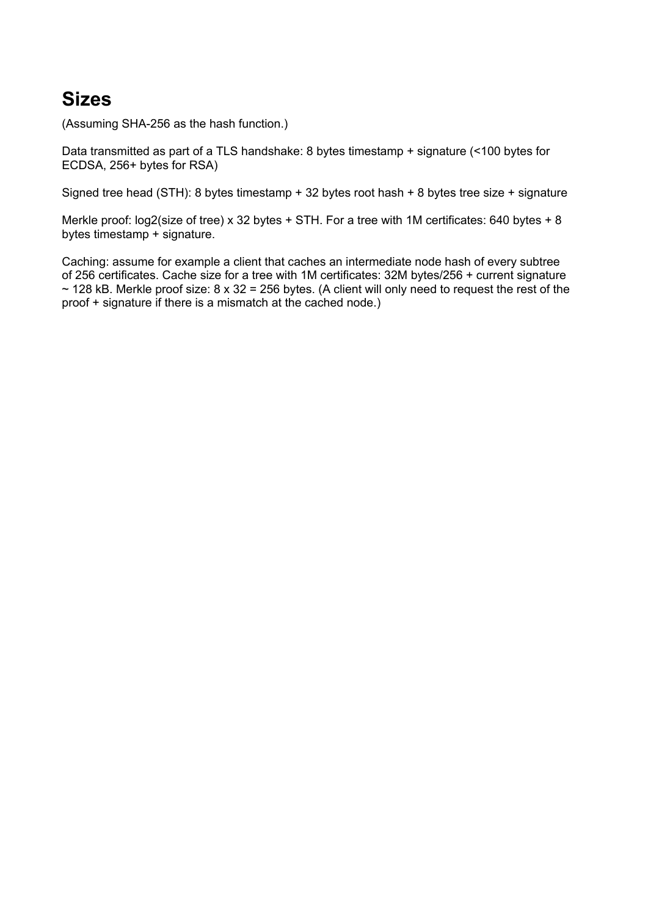## Sizes

(Assuming SHA-256 as the hash function.)

Data transmitted as part of a TLS handshake: 8 bytes timestamp + signature (<100 bytes for ECDSA, 256+ bytes for RSA)

Signed tree head (STH): 8 bytes timestamp + 32 bytes root hash + 8 bytes tree size + signature

Merkle proof: log2(size of tree) x 32 bytes + STH. For a tree with 1M certificates: 640 bytes + 8 bytes timestamp + signature.

Caching: assume for example a client that caches an intermediate node hash of every subtree of 256 certificates. Cache size for a tree with 1M certificates: 32M bytes/256 + current signature ~ 128 kB. Merkle proof size: 8 x 32 = 256 bytes. (A client will only need to request the rest of the proof + signature if there is a mismatch at the cached node.)